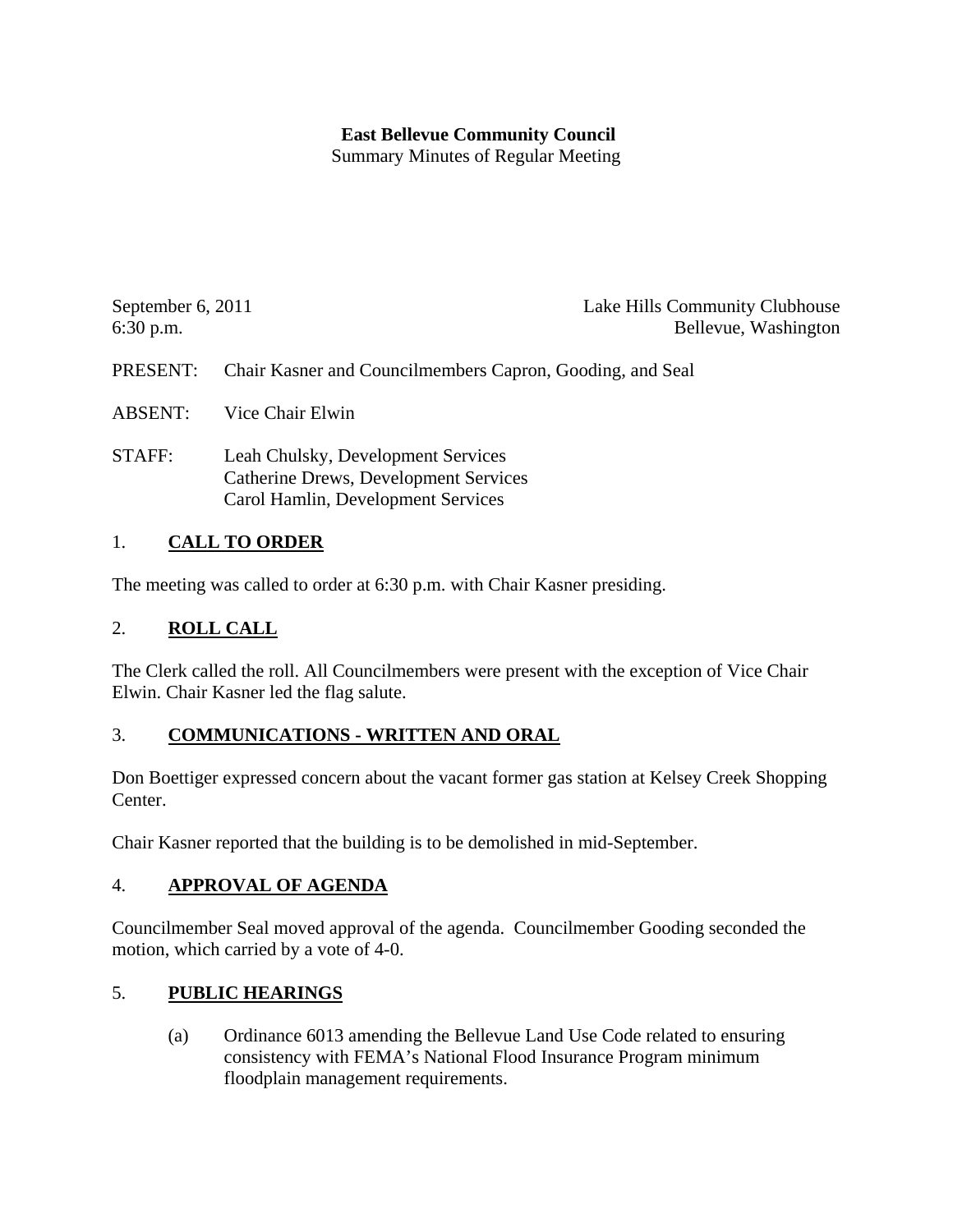**East Bellevue Community Council**
Summary Minutes of Regular Meeting

September 6, 2011
6:30 p.m.

Lake Hills Community Clubhouse
Bellevue, Washington

PRESENT: Chair Kasner and Councilmembers Capron, Gooding, and Seal

ABSENT: Vice Chair Elwin

STAFF: Leah Chulsky, Development Services
Catherine Drews, Development Services
Carol Hamlin, Development Services

## 1. CALL TO ORDER

The meeting was called to order at 6:30 p.m. with Chair Kasner presiding.

## 2. ROLL CALL

The Clerk called the roll. All Councilmembers were present with the exception of Vice Chair Elwin. Chair Kasner led the flag salute.

## 3. COMMUNICATIONS - WRITTEN AND ORAL

Don Boettiger expressed concern about the vacant former gas station at Kelsey Creek Shopping Center.

Chair Kasner reported that the building is to be demolished in mid-September.

## 4. APPROVAL OF AGENDA

Councilmember Seal moved approval of the agenda. Councilmember Gooding seconded the motion, which carried by a vote of 4-0.

## 5. PUBLIC HEARINGS

(a) Ordinance 6013 amending the Bellevue Land Use Code related to ensuring consistency with FEMA's National Flood Insurance Program minimum floodplain management requirements.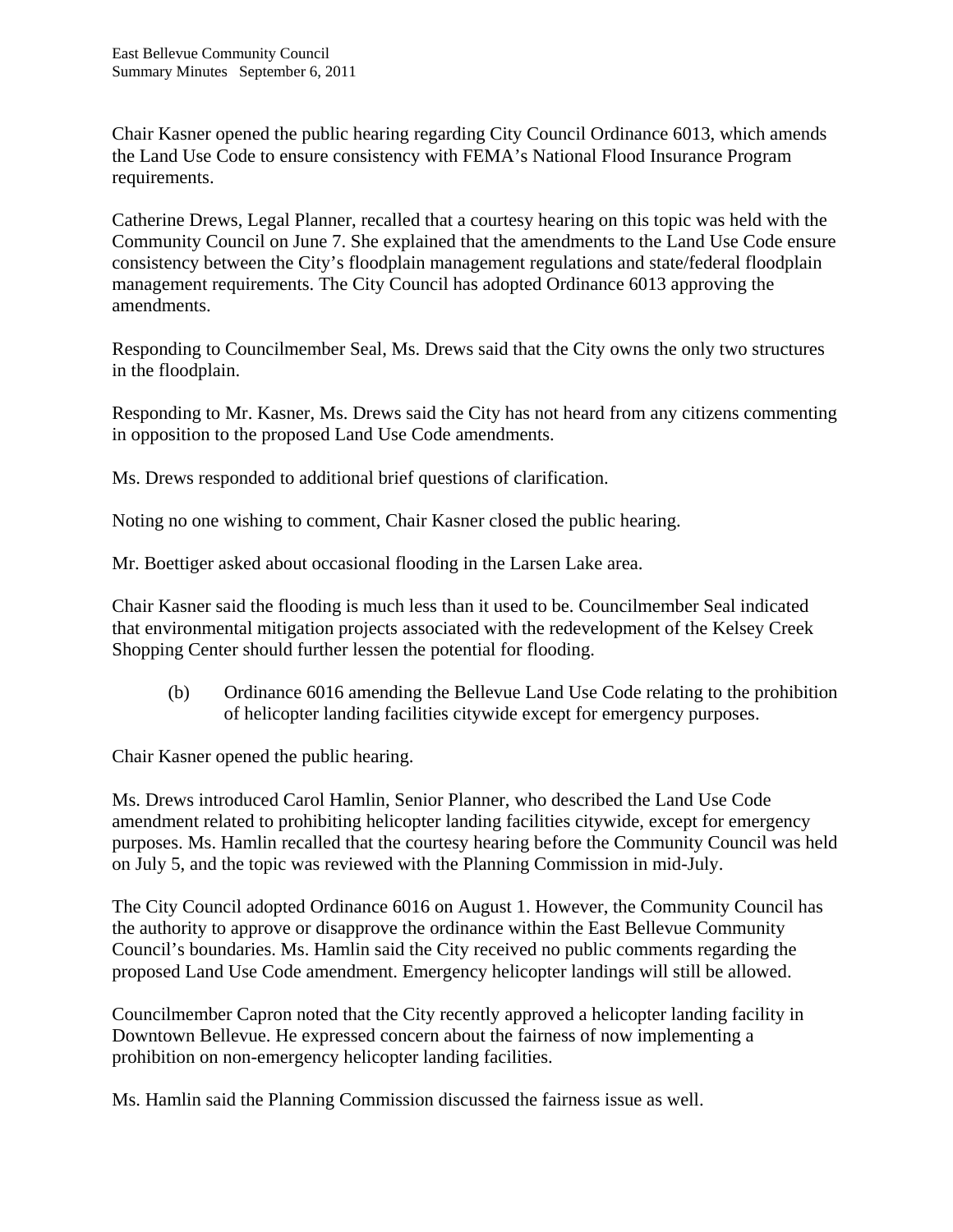Chair Kasner opened the public hearing regarding City Council Ordinance 6013, which amends the Land Use Code to ensure consistency with FEMA's National Flood Insurance Program requirements.

Catherine Drews, Legal Planner, recalled that a courtesy hearing on this topic was held with the Community Council on June 7. She explained that the amendments to the Land Use Code ensure consistency between the City's floodplain management regulations and state/federal floodplain management requirements. The City Council has adopted Ordinance 6013 approving the amendments.

Responding to Councilmember Seal, Ms. Drews said that the City owns the only two structures in the floodplain.

Responding to Mr. Kasner, Ms. Drews said the City has not heard from any citizens commenting in opposition to the proposed Land Use Code amendments.

Ms. Drews responded to additional brief questions of clarification.

Noting no one wishing to comment, Chair Kasner closed the public hearing.

Mr. Boettiger asked about occasional flooding in the Larsen Lake area.

Chair Kasner said the flooding is much less than it used to be. Councilmember Seal indicated that environmental mitigation projects associated with the redevelopment of the Kelsey Creek Shopping Center should further lessen the potential for flooding.

(b) Ordinance 6016 amending the Bellevue Land Use Code relating to the prohibition of helicopter landing facilities citywide except for emergency purposes.

Chair Kasner opened the public hearing.

Ms. Drews introduced Carol Hamlin, Senior Planner, who described the Land Use Code amendment related to prohibiting helicopter landing facilities citywide, except for emergency purposes. Ms. Hamlin recalled that the courtesy hearing before the Community Council was held on July 5, and the topic was reviewed with the Planning Commission in mid-July.

The City Council adopted Ordinance 6016 on August 1. However, the Community Council has the authority to approve or disapprove the ordinance within the East Bellevue Community Council's boundaries. Ms. Hamlin said the City received no public comments regarding the proposed Land Use Code amendment. Emergency helicopter landings will still be allowed.

Councilmember Capron noted that the City recently approved a helicopter landing facility in Downtown Bellevue. He expressed concern about the fairness of now implementing a prohibition on non-emergency helicopter landing facilities.

Ms. Hamlin said the Planning Commission discussed the fairness issue as well.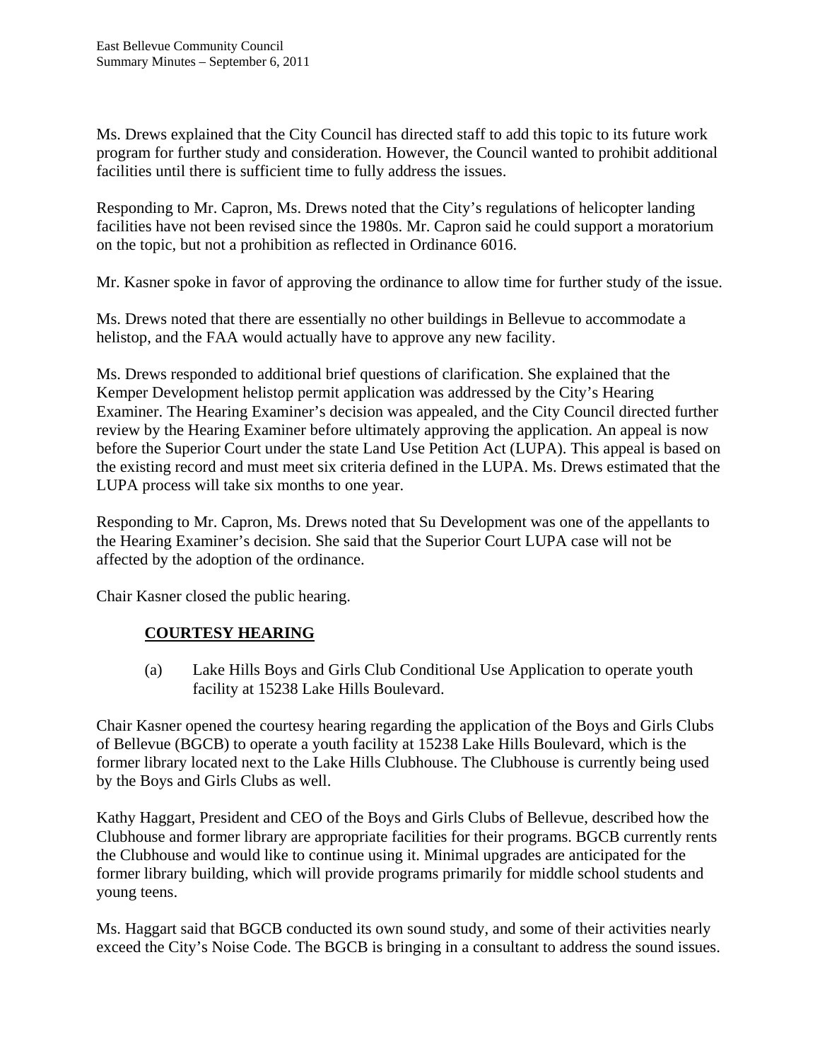Ms. Drews explained that the City Council has directed staff to add this topic to its future work program for further study and consideration. However, the Council wanted to prohibit additional facilities until there is sufficient time to fully address the issues.

Responding to Mr. Capron, Ms. Drews noted that the City's regulations of helicopter landing facilities have not been revised since the 1980s. Mr. Capron said he could support a moratorium on the topic, but not a prohibition as reflected in Ordinance 6016.

Mr. Kasner spoke in favor of approving the ordinance to allow time for further study of the issue.

Ms. Drews noted that there are essentially no other buildings in Bellevue to accommodate a helistop, and the FAA would actually have to approve any new facility.

Ms. Drews responded to additional brief questions of clarification. She explained that the Kemper Development helistop permit application was addressed by the City's Hearing Examiner. The Hearing Examiner's decision was appealed, and the City Council directed further review by the Hearing Examiner before ultimately approving the application. An appeal is now before the Superior Court under the state Land Use Petition Act (LUPA). This appeal is based on the existing record and must meet six criteria defined in the LUPA. Ms. Drews estimated that the LUPA process will take six months to one year.

Responding to Mr. Capron, Ms. Drews noted that Su Development was one of the appellants to the Hearing Examiner's decision. She said that the Superior Court LUPA case will not be affected by the adoption of the ordinance.

Chair Kasner closed the public hearing.

## COURTESY HEARING

(a) Lake Hills Boys and Girls Club Conditional Use Application to operate youth facility at 15238 Lake Hills Boulevard.

Chair Kasner opened the courtesy hearing regarding the application of the Boys and Girls Clubs of Bellevue (BGCB) to operate a youth facility at 15238 Lake Hills Boulevard, which is the former library located next to the Lake Hills Clubhouse. The Clubhouse is currently being used by the Boys and Girls Clubs as well.

Kathy Haggart, President and CEO of the Boys and Girls Clubs of Bellevue, described how the Clubhouse and former library are appropriate facilities for their programs. BGCB currently rents the Clubhouse and would like to continue using it. Minimal upgrades are anticipated for the former library building, which will provide programs primarily for middle school students and young teens.

Ms. Haggart said that BGCB conducted its own sound study, and some of their activities nearly exceed the City's Noise Code. The BGCB is bringing in a consultant to address the sound issues.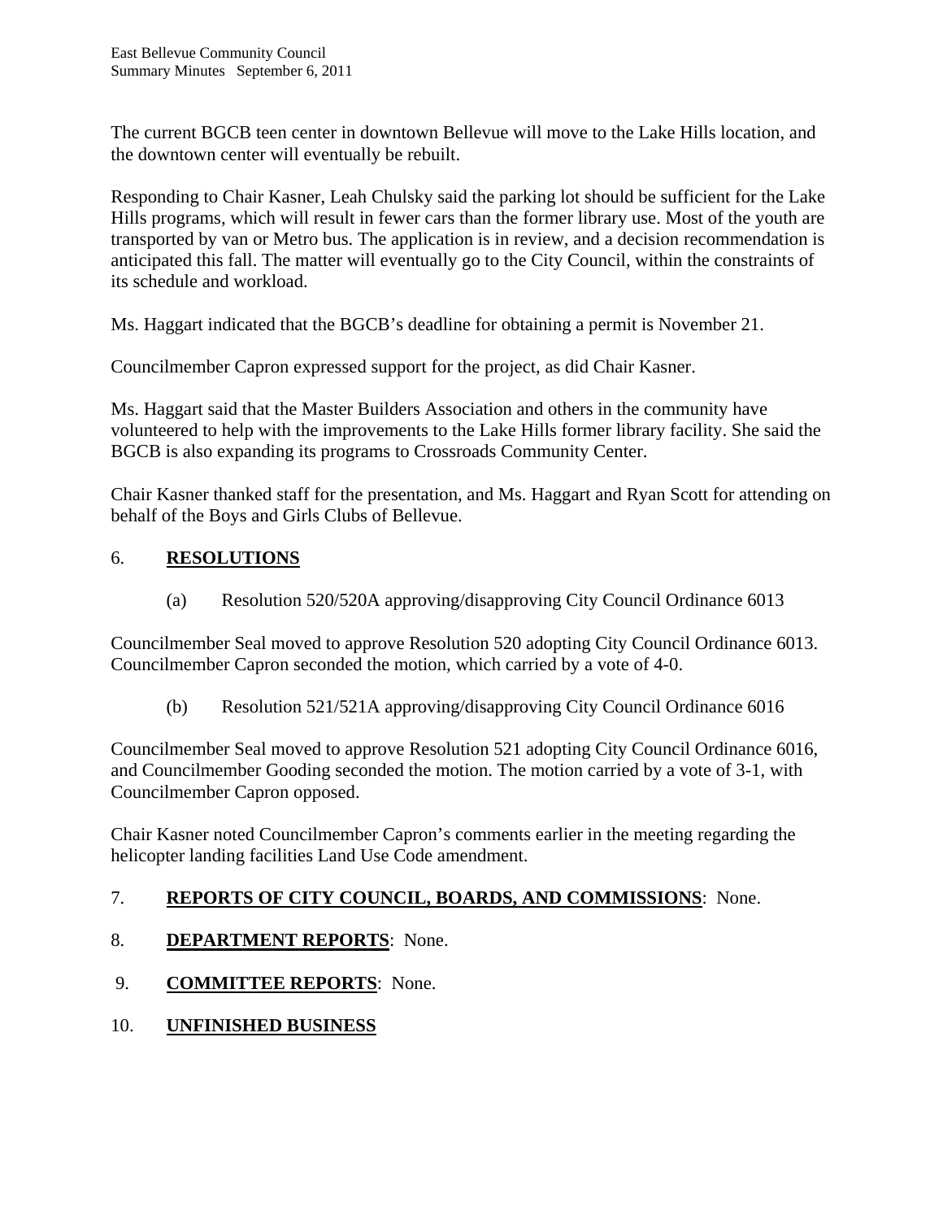The current BGCB teen center in downtown Bellevue will move to the Lake Hills location, and the downtown center will eventually be rebuilt.

Responding to Chair Kasner, Leah Chulsky said the parking lot should be sufficient for the Lake Hills programs, which will result in fewer cars than the former library use. Most of the youth are transported by van or Metro bus. The application is in review, and a decision recommendation is anticipated this fall. The matter will eventually go to the City Council, within the constraints of its schedule and workload.

Ms. Haggart indicated that the BGCB's deadline for obtaining a permit is November 21.

Councilmember Capron expressed support for the project, as did Chair Kasner.

Ms. Haggart said that the Master Builders Association and others in the community have volunteered to help with the improvements to the Lake Hills former library facility. She said the BGCB is also expanding its programs to Crossroads Community Center.

Chair Kasner thanked staff for the presentation, and Ms. Haggart and Ryan Scott for attending on behalf of the Boys and Girls Clubs of Bellevue.

## 6. **RESOLUTIONS**

(a) Resolution 520/520A approving/disapproving City Council Ordinance 6013

Councilmember Seal moved to approve Resolution 520 adopting City Council Ordinance 6013. Councilmember Capron seconded the motion, which carried by a vote of 4-0.

(b) Resolution 521/521A approving/disapproving City Council Ordinance 6016

Councilmember Seal moved to approve Resolution 521 adopting City Council Ordinance 6016, and Councilmember Gooding seconded the motion. The motion carried by a vote of 3-1, with Councilmember Capron opposed.

Chair Kasner noted Councilmember Capron's comments earlier in the meeting regarding the helicopter landing facilities Land Use Code amendment.

## 7. **REPORTS OF CITY COUNCIL, BOARDS, AND COMMISSIONS**: None.

## 8. **DEPARTMENT REPORTS**: None.

## 9. **COMMITTEE REPORTS**: None.

## 10. **UNFINISHED BUSINESS**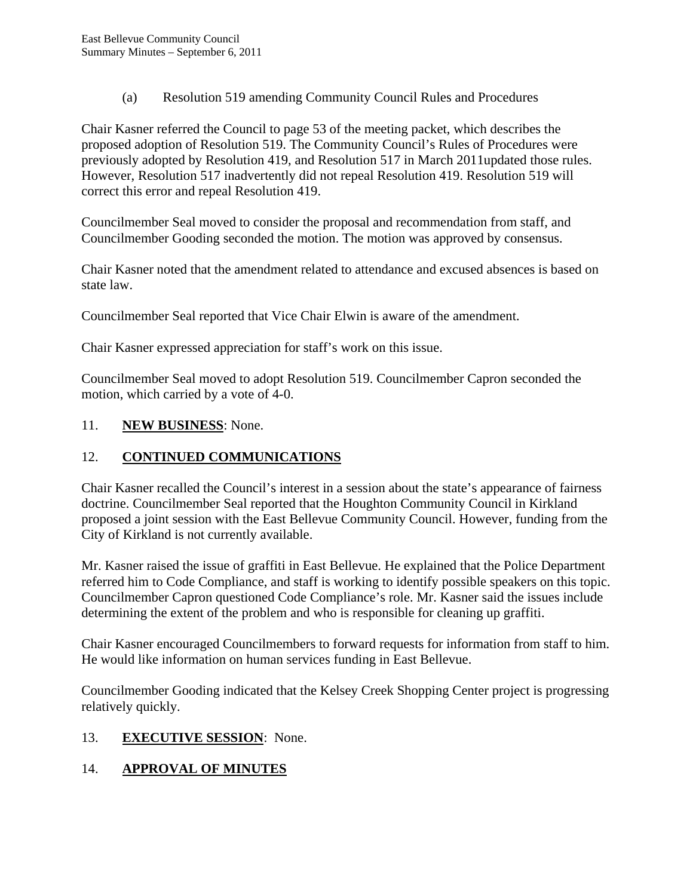(a) Resolution 519 amending Community Council Rules and Procedures

Chair Kasner referred the Council to page 53 of the meeting packet, which describes the proposed adoption of Resolution 519. The Community Council's Rules of Procedures were previously adopted by Resolution 419, and Resolution 517 in March 2011updated those rules. However, Resolution 517 inadvertently did not repeal Resolution 419. Resolution 519 will correct this error and repeal Resolution 419.

Councilmember Seal moved to consider the proposal and recommendation from staff, and Councilmember Gooding seconded the motion. The motion was approved by consensus.

Chair Kasner noted that the amendment related to attendance and excused absences is based on state law.

Councilmember Seal reported that Vice Chair Elwin is aware of the amendment.

Chair Kasner expressed appreciation for staff's work on this issue.

Councilmember Seal moved to adopt Resolution 519. Councilmember Capron seconded the motion, which carried by a vote of 4-0.

11. **NEW BUSINESS**: None.

12. **CONTINUED COMMUNICATIONS**

Chair Kasner recalled the Council's interest in a session about the state's appearance of fairness doctrine. Councilmember Seal reported that the Houghton Community Council in Kirkland proposed a joint session with the East Bellevue Community Council. However, funding from the City of Kirkland is not currently available.

Mr. Kasner raised the issue of graffiti in East Bellevue. He explained that the Police Department referred him to Code Compliance, and staff is working to identify possible speakers on this topic. Councilmember Capron questioned Code Compliance's role. Mr. Kasner said the issues include determining the extent of the problem and who is responsible for cleaning up graffiti.

Chair Kasner encouraged Councilmembers to forward requests for information from staff to him. He would like information on human services funding in East Bellevue.

Councilmember Gooding indicated that the Kelsey Creek Shopping Center project is progressing relatively quickly.

13. **EXECUTIVE SESSION**: None.

14. **APPROVAL OF MINUTES**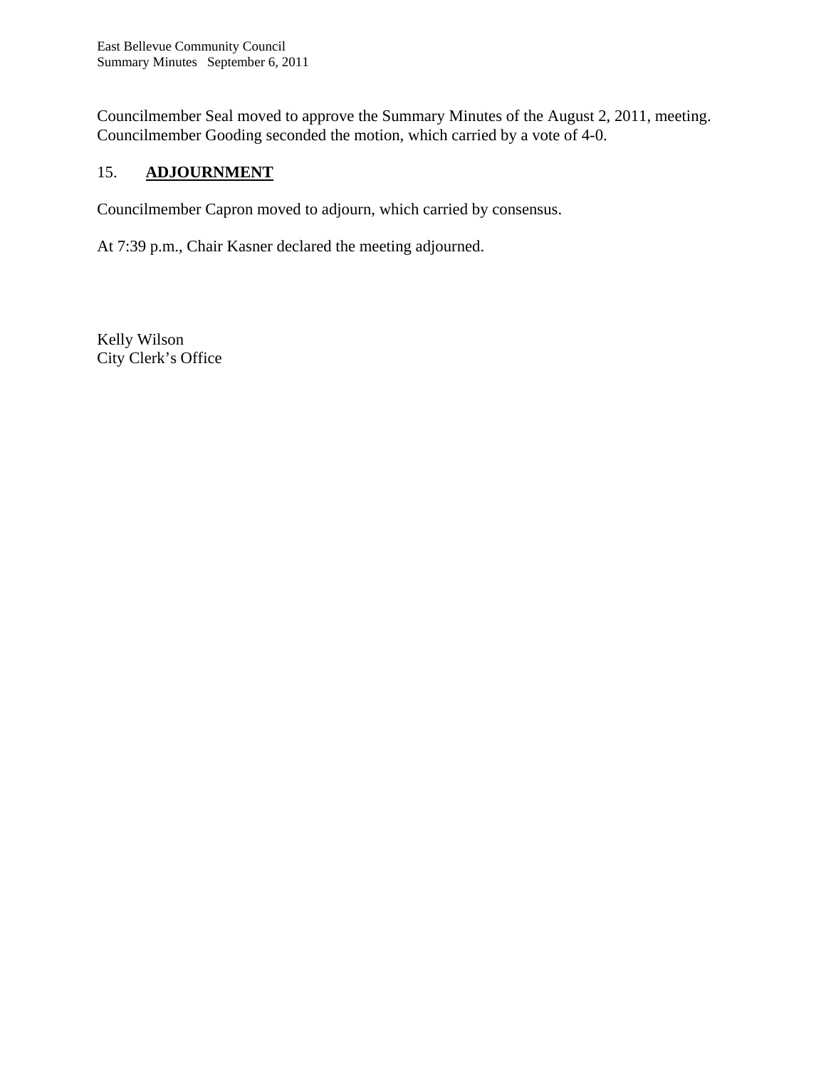Councilmember Seal moved to approve the Summary Minutes of the August 2, 2011, meeting. Councilmember Gooding seconded the motion, which carried by a vote of 4-0.

## 15. **ADJOURNMENT**

Councilmember Capron moved to adjourn, which carried by consensus.

At 7:39 p.m., Chair Kasner declared the meeting adjourned.

Kelly Wilson
City Clerk's Office